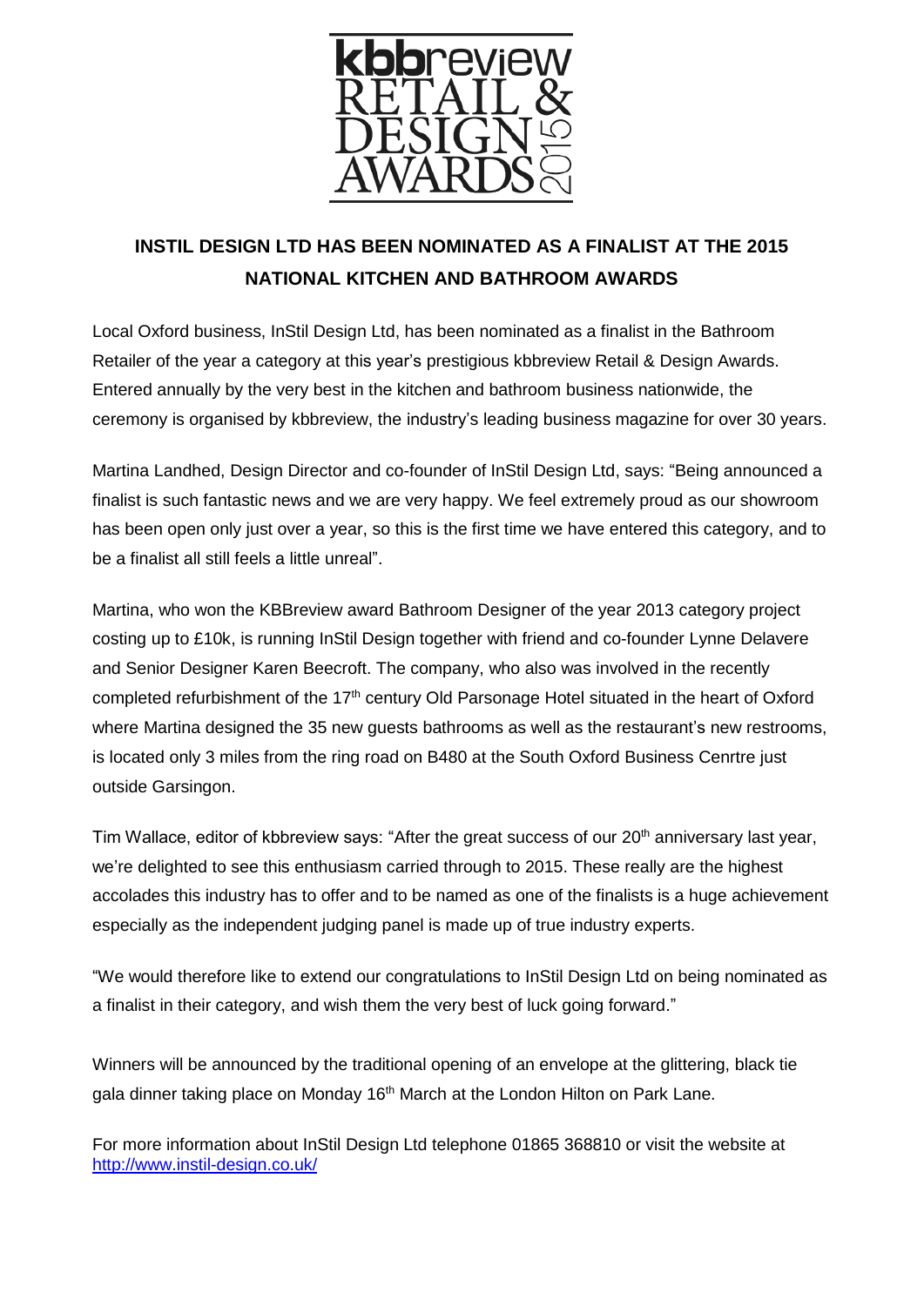kbbreview RETAIL & DESIGN AWARDS 2015

# INSTIL DESIGN LTD HAS BEEN NOMINATED AS A FINALIST AT THE 2015 NATIONAL KITCHEN AND BATHROOM AWARDS

Local Oxford business, InStil Design Ltd, has been nominated as a finalist in the Bathroom Retailer of the year a category at this year's prestigious kbbreview Retail & Design Awards. Entered annually by the very best in the kitchen and bathroom business nationwide, the ceremony is organised by kbbreview, the industry's leading business magazine for over 30 years.

Martina Landhed, Design Director and co-founder of InStil Design Ltd, says: "Being announced a finalist is such fantastic news and we are very happy. We feel extremely proud as our showroom has been open only just over a year, so this is the first time we have entered this category, and to be a finalist all still feels a little unreal".

Martina, who won the KBBreview award Bathroom Designer of the year 2013 category project costing up to £10k, is running InStil Design together with friend and co-founder Lynne Delavere and Senior Designer Karen Beecroft. The company, who also was involved in the recently completed refurbishment of the 17th century Old Parsonage Hotel situated in the heart of Oxford where Martina designed the 35 new guests bathrooms as well as the restaurant's new restrooms, is located only 3 miles from the ring road on B480 at the South Oxford Business Cenrtre just outside Garsingon.

Tim Wallace, editor of kbbreview says: "After the great success of our 20th anniversary last year, we're delighted to see this enthusiasm carried through to 2015. These really are the highest accolades this industry has to offer and to be named as one of the finalists is a huge achievement especially as the independent judging panel is made up of true industry experts.

"We would therefore like to extend our congratulations to InStil Design Ltd on being nominated as a finalist in their category, and wish them the very best of luck going forward."

Winners will be announced by the traditional opening of an envelope at the glittering, black tie gala dinner taking place on Monday 16th March at the London Hilton on Park Lane.

For more information about InStil Design Ltd telephone 01865 368810 or visit the website at http://www.instil-design.co.uk/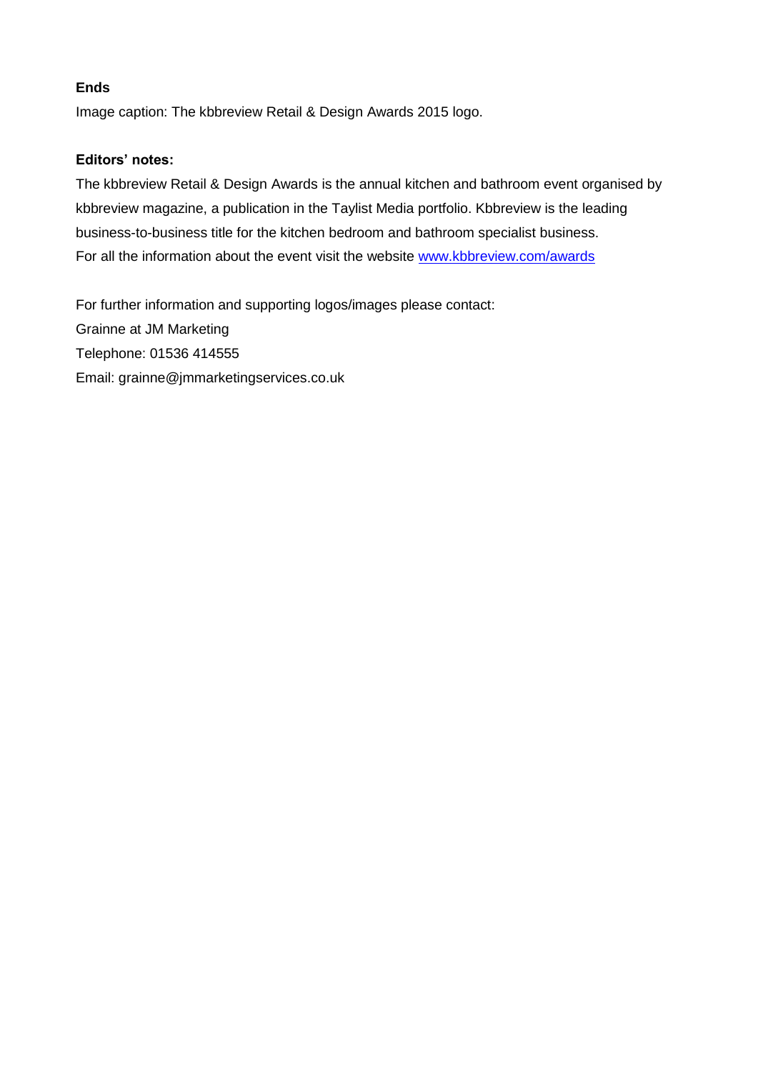**Ends**

Image caption: The kbbreview Retail & Design Awards 2015 logo.

**Editors' notes:**

The kbbreview Retail & Design Awards is the annual kitchen and bathroom event organised by kbbreview magazine, a publication in the Taylist Media portfolio. Kbbreview is the leading business-to-business title for the kitchen bedroom and bathroom specialist business.
For all the information about the event visit the website [www.kbbreview.com/awards](http://www.kbbreview.com/awards)

For further information and supporting logos/images please contact:
Grainne at JM Marketing
Telephone: 01536 414555
Email: grainne@jmmarketingservices.co.uk